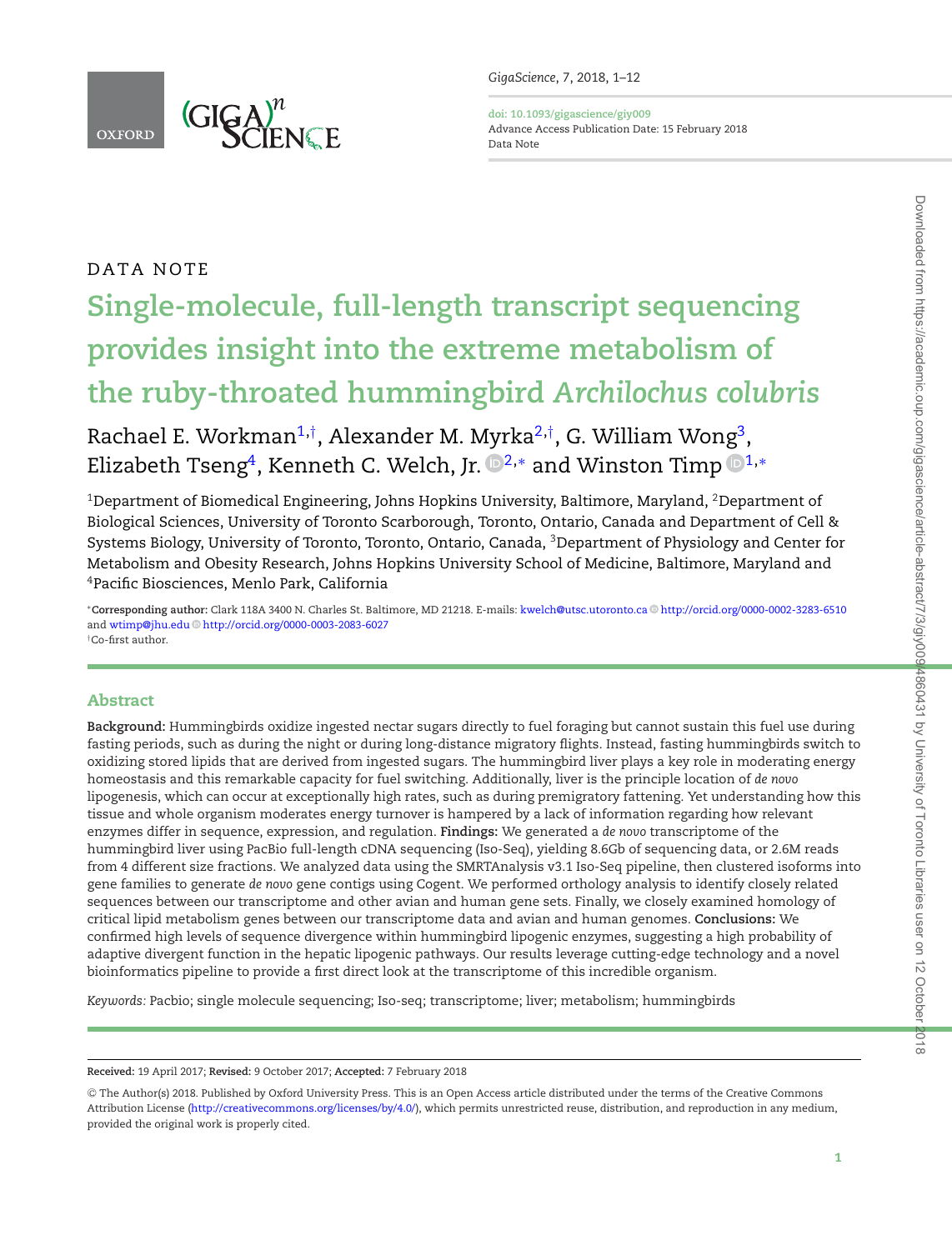DATA NOTE

# Single-molecule, full-length transcript sequencing provides insight into the extreme metabolism of the ruby-throated hummingbird *Archilochus colubris*

Rachael E. Workman[1,†], Alexander M. Myrka[2,†], G. William Wong[3], Elizabeth Tseng[4], Kenneth C. Welch, Jr. [2,*] and Winston Timp [1,*]

[1]Department of Biomedical Engineering, Johns Hopkins University, Baltimore, Maryland, [2]Department of Biological Sciences, University of Toronto Scarborough, Toronto, Ontario, Canada and Department of Cell & Systems Biology, University of Toronto, Toronto, Ontario, Canada, [3]Department of Physiology and Center for Metabolism and Obesity Research, Johns Hopkins University School of Medicine, Baltimore, Maryland and [4]Pacific Biosciences, Menlo Park, California

*Corresponding author: Clark 118A 3400 N. Charles St. Baltimore, MD 21218. E-mails: kwelch@utsc.utoronto.ca http://orcid.org/0000-0002-3283-6510 and wtimp@jhu.edu http://orcid.org/0000-0003-2083-6027

†Co-first author.

## Abstract

**Background:** Hummingbirds oxidize ingested nectar sugars directly to fuel foraging but cannot sustain this fuel use during fasting periods, such as during the night or during long-distance migratory flights. Instead, fasting hummingbirds switch to oxidizing stored lipids that are derived from ingested sugars. The hummingbird liver plays a key role in moderating energy homeostasis and this remarkable capacity for fuel switching. Additionally, liver is the principle location of *de novo* lipogenesis, which can occur at exceptionally high rates, such as during premigratory fattening. Yet understanding how this tissue and whole organism moderates energy turnover is hampered by a lack of information regarding how relevant enzymes differ in sequence, expression, and regulation. **Findings:** We generated a *de novo* transcriptome of the hummingbird liver using PacBio full-length cDNA sequencing (Iso-Seq), yielding 8.6Gb of sequencing data, or 2.6M reads from 4 different size fractions. We analyzed data using the SMRTAnalysis v3.1 Iso-Seq pipeline, then clustered isoforms into gene families to generate *de novo* gene contigs using Cogent. We performed orthology analysis to identify closely related sequences between our transcriptome and other avian and human gene sets. Finally, we closely examined homology of critical lipid metabolism genes between our transcriptome data and avian and human genomes. **Conclusions:** We confirmed high levels of sequence divergence within hummingbird lipogenic enzymes, suggesting a high probability of adaptive divergent function in the hepatic lipogenic pathways. Our results leverage cutting-edge technology and a novel bioinformatics pipeline to provide a first direct look at the transcriptome of this incredible organism.

*Keywords:* Pacbio; single molecule sequencing; Iso-seq; transcriptome; liver; metabolism; hummingbirds

**Received:** 19 April 2017; **Revised:** 9 October 2017; **Accepted:** 7 February 2018

© The Author(s) 2018. Published by Oxford University Press. This is an Open Access article distributed under the terms of the Creative Commons Attribution License (http://creativecommons.org/licenses/by/4.0/), which permits unrestricted reuse, distribution, and reproduction in any medium, provided the original work is properly cited.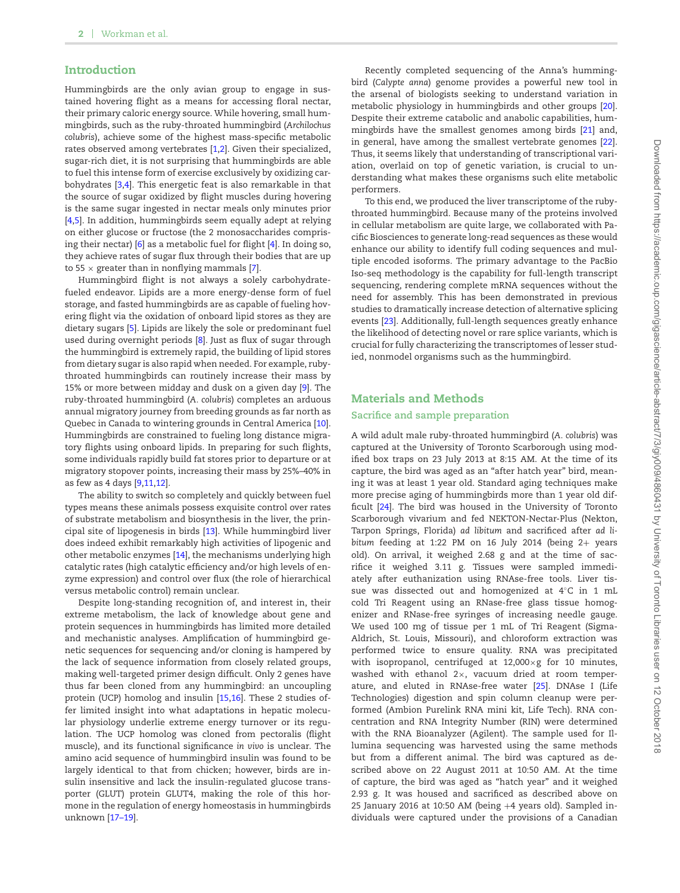## Introduction

Hummingbirds are the only avian group to engage in sustained hovering flight as a means for accessing floral nectar, their primary caloric energy source. While hovering, small hummingbirds, such as the ruby-throated hummingbird (*Archilochus colubris*), achieve some of the highest mass-specific metabolic rates observed among vertebrates [1,2]. Given their specialized, sugar-rich diet, it is not surprising that hummingbirds are able to fuel this intense form of exercise exclusively by oxidizing carbohydrates [3,4]. This energetic feat is also remarkable in that the source of sugar oxidized by flight muscles during hovering is the same sugar ingested in nectar meals only minutes prior [4,5]. In addition, hummingbirds seem equally adept at relying on either glucose or fructose (the 2 monosaccharides comprising their nectar) [6] as a metabolic fuel for flight [4]. In doing so, they achieve rates of sugar flux through their bodies that are up to 55 × greater than in nonflying mammals [7].

Hummingbird flight is not always a solely carbohydrate-fueled endeavor. Lipids are a more energy-dense form of fuel storage, and fasted hummingbirds are as capable of fueling hovering flight via the oxidation of onboard lipid stores as they are dietary sugars [5]. Lipids are likely the sole or predominant fuel used during overnight periods [8]. Just as flux of sugar through the hummingbird is extremely rapid, the building of lipid stores from dietary sugar is also rapid when needed. For example, ruby-throated hummingbirds can routinely increase their mass by 15% or more between midday and dusk on a given day [9]. The ruby-throated hummingbird (*A. colubris*) completes an arduous annual migratory journey from breeding grounds as far north as Quebec in Canada to wintering grounds in Central America [10]. Hummingbirds are constrained to fueling long distance migratory flights using onboard lipids. In preparing for such flights, some individuals rapidly build fat stores prior to departure or at migratory stopover points, increasing their mass by 25%–40% in as few as 4 days [9,11,12].

The ability to switch so completely and quickly between fuel types means these animals possess exquisite control over rates of substrate metabolism and biosynthesis in the liver, the principal site of lipogenesis in birds [13]. While hummingbird liver does indeed exhibit remarkably high activities of lipogenic and other metabolic enzymes [14], the mechanisms underlying high catalytic rates (high catalytic efficiency and/or high levels of enzyme expression) and control over flux (the role of hierarchical versus metabolic control) remain unclear.

Despite long-standing recognition of, and interest in, their extreme metabolism, the lack of knowledge about gene and protein sequences in hummingbirds has limited more detailed and mechanistic analyses. Amplification of hummingbird genetic sequences for sequencing and/or cloning is hampered by the lack of sequence information from closely related groups, making well-targeted primer design difficult. Only 2 genes have thus far been cloned from any hummingbird: an uncoupling protein (UCP) homolog and insulin [15,16]. These 2 studies offer limited insight into what adaptations in hepatic molecular physiology underlie extreme energy turnover or its regulation. The UCP homolog was cloned from pectoralis (flight muscle), and its functional significance *in vivo* is unclear. The amino acid sequence of hummingbird insulin was found to be largely identical to that from chicken; however, birds are insulin insensitive and lack the insulin-regulated glucose transporter (GLUT) protein GLUT4, making the role of this hormone in the regulation of energy homeostasis in hummingbirds unknown [17–19].

Recently completed sequencing of the Anna's hummingbird (*Calypte anna*) genome provides a powerful new tool in the arsenal of biologists seeking to understand variation in metabolic physiology in hummingbirds and other groups [20]. Despite their extreme catabolic and anabolic capabilities, hummingbirds have the smallest genomes among birds [21] and, in general, have among the smallest vertebrate genomes [22]. Thus, it seems likely that understanding of transcriptional variation, overlaid on top of genetic variation, is crucial to understanding what makes these organisms such elite metabolic performers.

To this end, we produced the liver transcriptome of the ruby-throated hummingbird. Because many of the proteins involved in cellular metabolism are quite large, we collaborated with Pacific Biosciences to generate long-read sequences as these would enhance our ability to identify full coding sequences and multiple encoded isoforms. The primary advantage to the PacBio Iso-seq methodology is the capability for full-length transcript sequencing, rendering complete mRNA sequences without the need for assembly. This has been demonstrated in previous studies to dramatically increase detection of alternative splicing events [23]. Additionally, full-length sequences greatly enhance the likelihood of detecting novel or rare splice variants, which is crucial for fully characterizing the transcriptomes of lesser studied, nonmodel organisms such as the hummingbird.

## Materials and Methods

### Sacrifice and sample preparation

A wild adult male ruby-throated hummingbird (*A. colubris*) was captured at the University of Toronto Scarborough using modified box traps on 23 July 2013 at 8:15 AM. At the time of its capture, the bird was aged as an "after hatch year" bird, meaning it was at least 1 year old. Standard aging techniques make more precise aging of hummingbirds more than 1 year old difficult [24]. The bird was housed in the University of Toronto Scarborough vivarium and fed NEKTON-Nectar-Plus (Nekton, Tarpon Springs, Florida) *ad libitum* and sacrificed after *ad libitum* feeding at 1:22 PM on 16 July 2014 (being 2+ years old). On arrival, it weighed 2.68 g and at the time of sacrifice it weighed 3.11 g. Tissues were sampled immediately after euthanization using RNAse-free tools. Liver tissue was dissected out and homogenized at 4°C in 1 mL cold Tri Reagent using an RNase-free glass tissue homogenizer and RNase-free syringes of increasing needle gauge. We used 100 mg of tissue per 1 mL of Tri Reagent (Sigma-Aldrich, St. Louis, Missouri), and chloroform extraction was performed twice to ensure quality. RNA was precipitated with isopropanol, centrifuged at 12,000×g for 10 minutes, washed with ethanol 2×, vacuum dried at room temperature, and eluted in RNAse-free water [25]. DNAse I (Life Technologies) digestion and spin column cleanup were performed (Ambion Purelink RNA mini kit, Life Tech). RNA concentration and RNA Integrity Number (RIN) were determined with the RNA Bioanalyzer (Agilent). The sample used for Illumina sequencing was harvested using the same methods but from a different animal. The bird was captured as described above on 22 August 2011 at 10:50 AM. At the time of capture, the bird was aged as "hatch year" and it weighed 2.93 g. It was housed and sacrificed as described above on 25 January 2016 at 10:50 AM (being +4 years old). Sampled individuals were captured under the provisions of a Canadian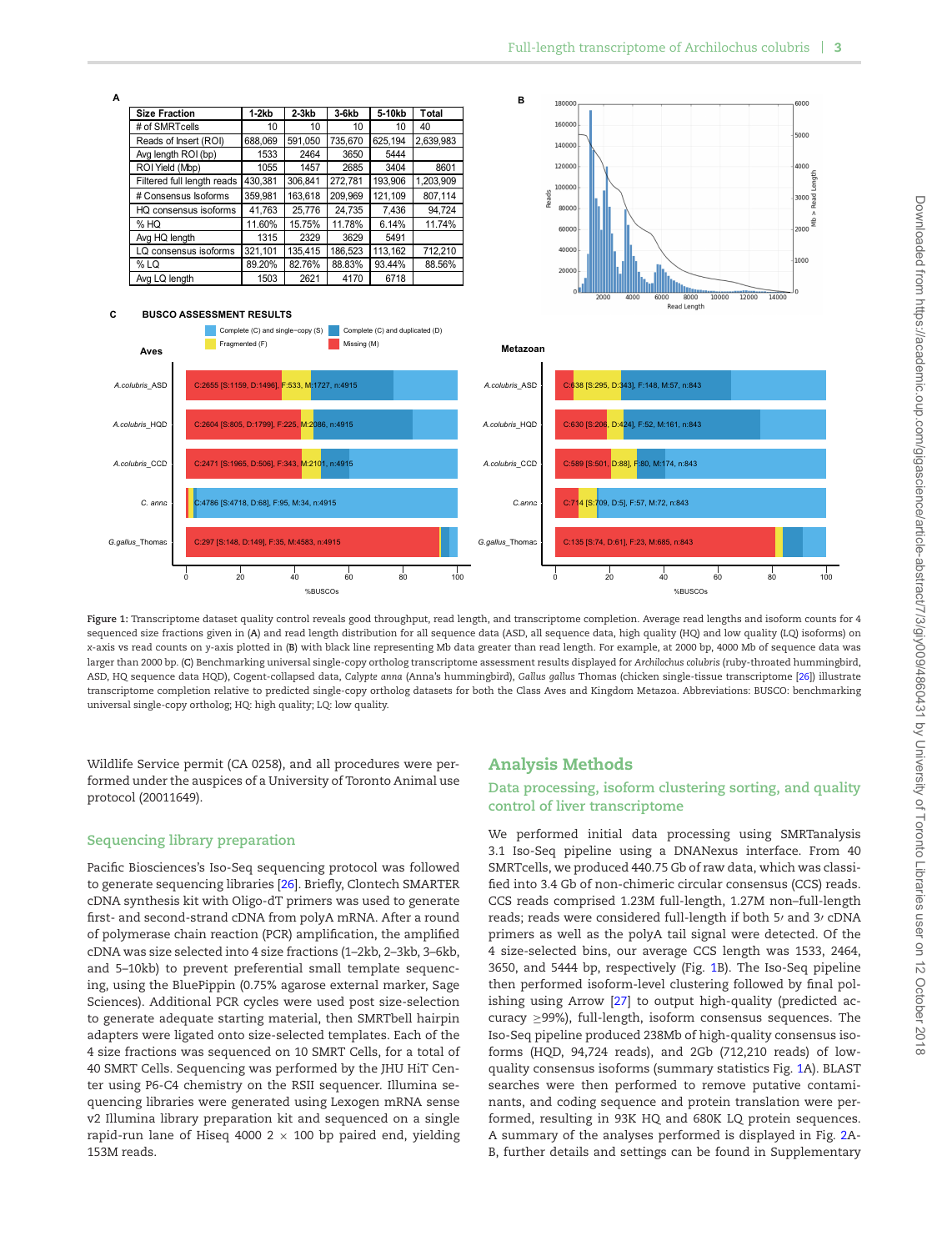**A**

| Size Fraction | 1-2kb | 2-3kb | 3-6kb | 5-10kb | Total |
|---|---|---|---|---|---|
| # of SMRTcells | 10 | 10 | 10 | 10 | 40 |
| Reads of Insert (ROI) | 688,069 | 591,050 | 735,670 | 625,194 | 2,639,983 |
| Avg length ROI (bp) | 1533 | 2464 | 3650 | 5444 | |
| ROI Yield (Mbp) | 1055 | 1457 | 2685 | 3404 | 8601 |
| Filtered full length reads | 430,381 | 306,841 | 272,781 | 193,906 | 1,203,909 |
| # Consensus Isoforms | 359,981 | 163,618 | 209,969 | 121,109 | 807,114 |
| HQ consensus isoforms | 41,763 | 25,776 | 24,735 | 7,436 | 94,724 |
| % HQ | 11.60% | 15.75% | 11.78% | 6.14% | 11.74% |
| Avg HQ length | 1315 | 2329 | 3629 | 5491 | |
| LQ consensus isoforms | 321,101 | 135,415 | 186,523 | 113,162 | 712,210 |
| % LQ | 89.20% | 82.76% | 88.83% | 93.44% | 88.56% |
| Avg LQ length | 1503 | 2621 | 4170 | 6718 | |

Figure 1: Transcriptome dataset quality control reveals good throughput, read length, and transcriptome completion. Average read lengths and isoform counts for 4 sequenced size fractions given in (A) and read length distribution for all sequence data (ASD, all sequence data, high quality (HQ) and low quality (LQ) isoforms) on x-axis vs read counts on y-axis plotted in (B) with black line representing Mb data greater than read length. For example, at 2000 bp, 4000 Mb of sequence data was larger than 2000 bp. (C) Benchmarking universal single-copy ortholog transcriptome assessment results displayed for *Archilochus colubris* (ruby-throated hummingbird, ASD, HQ sequence data HQD), Cogent-collapsed data, *Calypte anna* (Anna's hummingbird), *Gallus gallus* Thomas (chicken single-tissue transcriptome [26]) illustrate transcriptome completion relative to predicted single-copy ortholog datasets for both the Class Aves and Kingdom Metazoa. Abbreviations: BUSCO: benchmarking universal single-copy ortholog; HQ: high quality; LQ: low quality.

Wildlife Service permit (CA 0258), and all procedures were performed under the auspices of a University of Toronto Animal use protocol (20011649).

## Sequencing library preparation

Pacific Biosciences's Iso-Seq sequencing protocol was followed to generate sequencing libraries [26]. Briefly, Clontech SMARTER cDNA synthesis kit with Oligo-dT primers was used to generate first- and second-strand cDNA from polyA mRNA. After a round of polymerase chain reaction (PCR) amplification, the amplified cDNA was size selected into 4 size fractions (1–2kb, 2–3kb, 3–6kb, and 5–10kb) to prevent preferential small template sequencing, using the BluePippin (0.75% agarose external marker, Sage Sciences). Additional PCR cycles were used post size-selection to generate adequate starting material, then SMRTbell hairpin adapters were ligated onto size-selected templates. Each of the 4 size fractions was sequenced on 10 SMRT Cells, for a total of 40 SMRT Cells. Sequencing was performed by the JHU HiT Center using P6-C4 chemistry on the RSII sequencer. Illumina sequencing libraries were generated using Lexogen mRNA sense v2 Illumina library preparation kit and sequenced on a single rapid-run lane of Hiseq 4000 2 × 100 bp paired end, yielding 153M reads.

# Analysis Methods

## Data processing, isoform clustering sorting, and quality control of liver transcriptome

We performed initial data processing using SMRTanalysis 3.1 Iso-Seq pipeline using a DNANexus interface. From 40 SMRTcells, we produced 440.75 Gb of raw data, which was classified into 3.4 Gb of non-chimeric circular consensus (CCS) reads. CCS reads comprised 1.23M full-length, 1.27M non–full-length reads; reads were considered full-length if both 5′ and 3′ cDNA primers as well as the polyA tail signal were detected. Of the 4 size-selected bins, our average CCS length was 1533, 2464, 3650, and 5444 bp, respectively (Fig. 1B). The Iso-Seq pipeline then performed isoform-level clustering followed by final polishing using Arrow [27] to output high-quality (predicted accuracy ≥99%), full-length, isoform consensus sequences. The Iso-Seq pipeline produced 238Mb of high-quality consensus isoforms (HQD, 94,724 reads), and 2Gb (712,210 reads) of low-quality consensus isoforms (summary statistics Fig. 1A). BLAST searches were then performed to remove putative contaminants, and coding sequence and protein translation were performed, resulting in 93K HQ and 680K LQ protein sequences. A summary of the analyses performed is displayed in Fig. 2A-B, further details and settings can be found in Supplementary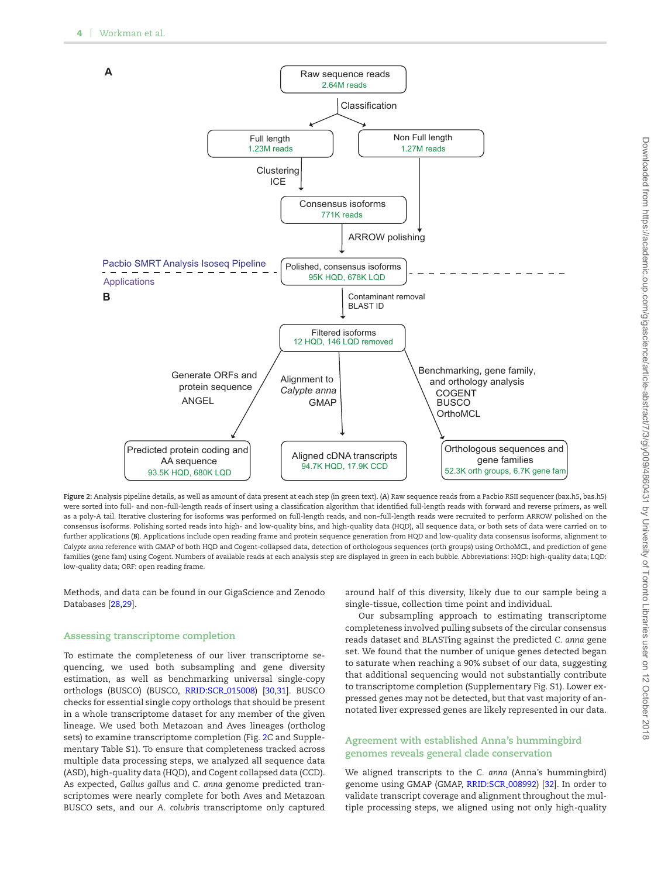Figure 2: Analysis pipeline details, as well as amount of data present at each step (in green text). (A) Raw sequence reads from a Pacbio RSII sequencer (bax.h5, bas.h5) were sorted into full- and non–full-length reads of insert using a classification algorithm that identified full-length reads with forward and reverse primers, as well as a poly-A tail. Iterative clustering for isoforms was performed on full-length reads, and non–full-length reads were recruited to perform ARROW polished on the consensus isoforms. Polishing sorted reads into high- and low-quality bins, and high-quality data (HQD), all sequence data, or both sets of data were carried on to further applications (B). Applications include open reading frame and protein sequence generation from HQD and low-quality data consensus isoforms, alignment to *Calypte anna* reference with GMAP of both HQD and Cogent-collapsed data, detection of orthologous sequences (orth groups) using OrthoMCL, and prediction of gene families (gene fam) using Cogent. Numbers of available reads at each analysis step are displayed in green in each bubble. Abbreviations: HQD: high-quality data; LQD: low-quality data; ORF: open reading frame.

Methods, and data can be found in our GigaScience and Zenodo Databases [28,29].

## Assessing transcriptome completion

To estimate the completeness of our liver transcriptome sequencing, we used both subsampling and gene diversity estimation, as well as benchmarking universal single-copy orthologs (BUSCO) (BUSCO, RRID:SCR_015008) [30,31]. BUSCO checks for essential single copy orthologs that should be present in a whole transcriptome dataset for any member of the given lineage. We used both Metazoan and Aves lineages (ortholog sets) to examine transcriptome completion (Fig. 2C and Supplementary Table S1). To ensure that completeness tracked across multiple data processing steps, we analyzed all sequence data (ASD), high-quality data (HQD), and Cogent collapsed data (CCD). As expected, *Gallus gallus* and *C. anna* genome predicted transcriptomes were nearly complete for both Aves and Metazoan BUSCO sets, and our *A. colubris* transcriptome only captured around half of this diversity, likely due to our sample being a single-tissue, collection time point and individual.

Our subsampling approach to estimating transcriptome completeness involved pulling subsets of the circular consensus reads dataset and BLASTing against the predicted *C. anna* gene set. We found that the number of unique genes detected began to saturate when reaching a 90% subset of our data, suggesting that additional sequencing would not substantially contribute to transcriptome completion (Supplementary Fig. S1). Lower expressed genes may not be detected, but that vast majority of annotated liver expressed genes are likely represented in our data.

## Agreement with established Anna's hummingbird genomes reveals general clade conservation

We aligned transcripts to the *C. anna* (Anna's hummingbird) genome using GMAP (GMAP, RRID:SCR_008992) [32]. In order to validate transcript coverage and alignment throughout the multiple processing steps, we aligned using not only high-quality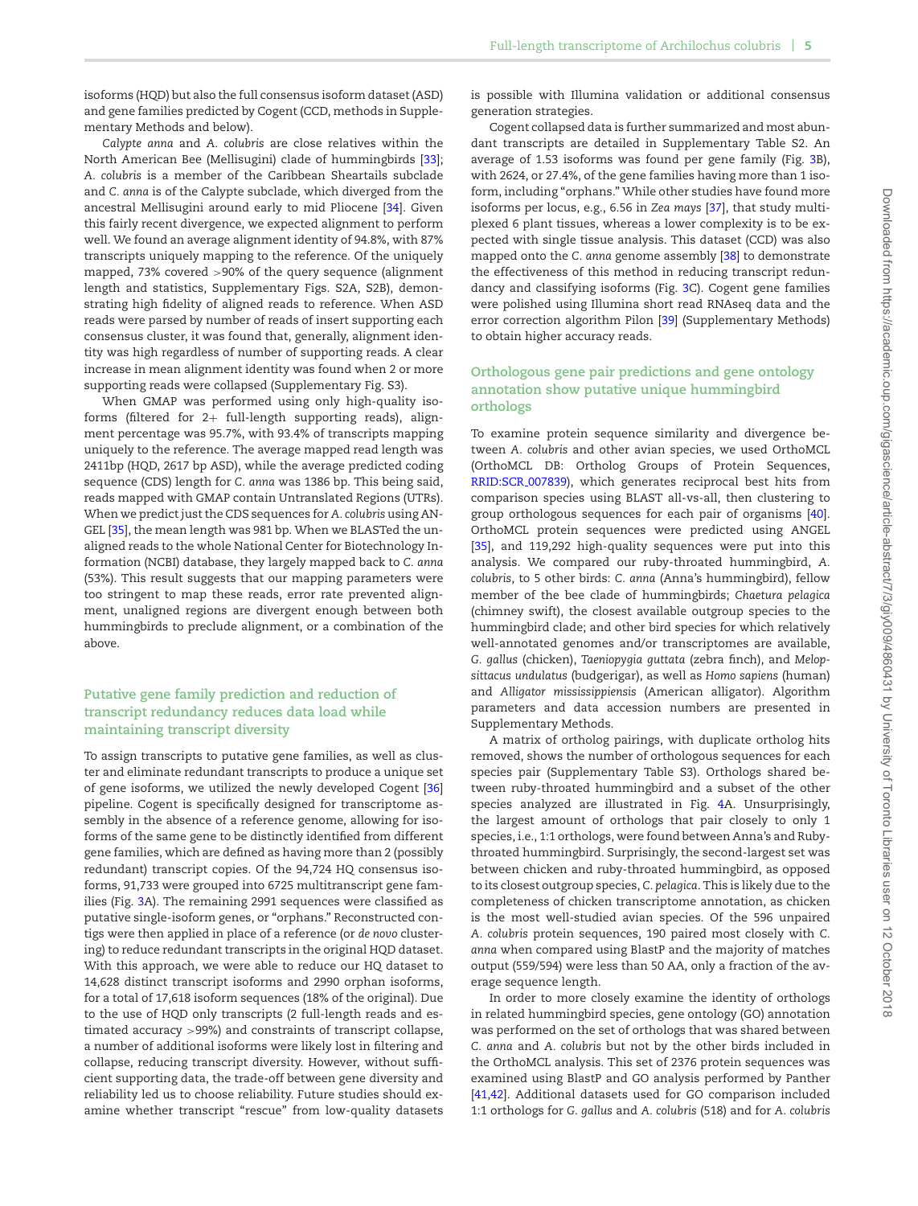isoforms (HQD) but also the full consensus isoform dataset (ASD) and gene families predicted by Cogent (CCD, methods in Supplementary Methods and below).

*Calypte anna* and *A. colubris* are close relatives within the North American Bee (Mellisugini) clade of hummingbirds [33]; *A. colubris* is a member of the Caribbean Sheartails subclade and *C. anna* is of the Calypte subclade, which diverged from the ancestral Mellisugini around early to mid Pliocene [34]. Given this fairly recent divergence, we expected alignment to perform well. We found an average alignment identity of 94.8%, with 87% transcripts uniquely mapping to the reference. Of the uniquely mapped, 73% covered >90% of the query sequence (alignment length and statistics, Supplementary Figs. S2A, S2B), demonstrating high fidelity of aligned reads to reference. When ASD reads were parsed by number of reads of insert supporting each consensus cluster, it was found that, generally, alignment identity was high regardless of number of supporting reads. A clear increase in mean alignment identity was found when 2 or more supporting reads were collapsed (Supplementary Fig. S3).

When GMAP was performed using only high-quality isoforms (filtered for 2+ full-length supporting reads), alignment percentage was 95.7%, with 93.4% of transcripts mapping uniquely to the reference. The average mapped read length was 2411bp (HQD, 2617 bp ASD), while the average predicted coding sequence (CDS) length for *C. anna* was 1386 bp. This being said, reads mapped with GMAP contain Untranslated Regions (UTRs). When we predict just the CDS sequences for *A. colubris* using ANGEL [35], the mean length was 981 bp. When we BLASTed the unaligned reads to the whole National Center for Biotechnology Information (NCBI) database, they largely mapped back to *C. anna* (53%). This result suggests that our mapping parameters were too stringent to map these reads, error rate prevented alignment, unaligned regions are divergent enough between both hummingbirds to preclude alignment, or a combination of the above.

## Putative gene family prediction and reduction of transcript redundancy reduces data load while maintaining transcript diversity

To assign transcripts to putative gene families, as well as cluster and eliminate redundant transcripts to produce a unique set of gene isoforms, we utilized the newly developed Cogent [36] pipeline. Cogent is specifically designed for transcriptome assembly in the absence of a reference genome, allowing for isoforms of the same gene to be distinctly identified from different gene families, which are defined as having more than 2 (possibly redundant) transcript copies. Of the 94,724 HQ consensus isoforms, 91,733 were grouped into 6725 multitranscript gene families (Fig. 3A). The remaining 2991 sequences were classified as putative single-isoform genes, or "orphans." Reconstructed contigs were then applied in place of a reference (or *de novo* clustering) to reduce redundant transcripts in the original HQD dataset. With this approach, we were able to reduce our HQ dataset to 14,628 distinct transcript isoforms and 2990 orphan isoforms, for a total of 17,618 isoform sequences (18% of the original). Due to the use of HQD only transcripts (2 full-length reads and estimated accuracy >99%) and constraints of transcript collapse, a number of additional isoforms were likely lost in filtering and collapse, reducing transcript diversity. However, without sufficient supporting data, the trade-off between gene diversity and reliability led us to choose reliability. Future studies should examine whether transcript "rescue" from low-quality datasets is possible with Illumina validation or additional consensus generation strategies.

Cogent collapsed data is further summarized and most abundant transcripts are detailed in Supplementary Table S2. An average of 1.53 isoforms was found per gene family (Fig. 3B), with 2624, or 27.4%, of the gene families having more than 1 isoform, including "orphans." While other studies have found more isoforms per locus, e.g., 6.56 in *Zea mays* [37], that study multiplexed 6 plant tissues, whereas a lower complexity is to be expected with single tissue analysis. This dataset (CCD) was also mapped onto the *C. anna* genome assembly [38] to demonstrate the effectiveness of this method in reducing transcript redundancy and classifying isoforms (Fig. 3C). Cogent gene families were polished using Illumina short read RNAseq data and the error correction algorithm Pilon [39] (Supplementary Methods) to obtain higher accuracy reads.

## Orthologous gene pair predictions and gene ontology annotation show putative unique hummingbird orthologs

To examine protein sequence similarity and divergence between *A. colubris* and other avian species, we used OrthoMCL (OrthoMCL DB: Ortholog Groups of Protein Sequences, RRID:SCR_007839), which generates reciprocal best hits from comparison species using BLAST all-vs-all, then clustering to group orthologous sequences for each pair of organisms [40]. OrthoMCL protein sequences were predicted using ANGEL [35], and 119,292 high-quality sequences were put into this analysis. We compared our ruby-throated hummingbird, *A. colubris*, to 5 other birds: *C. anna* (Anna's hummingbird), fellow member of the bee clade of hummingbirds; *Chaetura pelagica* (chimney swift), the closest available outgroup species to the hummingbird clade; and other bird species for which relatively well-annotated genomes and/or transcriptomes are available, *G. gallus* (chicken), *Taeniopygia guttata* (zebra finch), and *Melopsittacus undulatus* (budgerigar), as well as *Homo sapiens* (human) and *Alligator mississippiensis* (American alligator). Algorithm parameters and data accession numbers are presented in Supplementary Methods.

A matrix of ortholog pairings, with duplicate ortholog hits removed, shows the number of orthologous sequences for each species pair (Supplementary Table S3). Orthologs shared between ruby-throated hummingbird and a subset of the other species analyzed are illustrated in Fig. 4A. Unsurprisingly, the largest amount of orthologs that pair closely to only 1 species, i.e., 1:1 orthologs, were found between Anna's and Ruby-throated hummingbird. Surprisingly, the second-largest set was between chicken and ruby-throated hummingbird, as opposed to its closest outgroup species, *C. pelagica*. This is likely due to the completeness of chicken transcriptome annotation, as chicken is the most well-studied avian species. Of the 596 unpaired *A. colubris* protein sequences, 190 paired most closely with *C. anna* when compared using BlastP and the majority of matches output (559/594) were less than 50 AA, only a fraction of the average sequence length.

In order to more closely examine the identity of orthologs in related hummingbird species, gene ontology (GO) annotation was performed on the set of orthologs that was shared between *C. anna* and *A. colubris* but not by the other birds included in the OrthoMCL analysis. This set of 2376 protein sequences was examined using BlastP and GO analysis performed by Panther [41,42]. Additional datasets used for GO comparison included 1:1 orthologs for *G. gallus* and *A. colubris* (518) and for *A. colubris*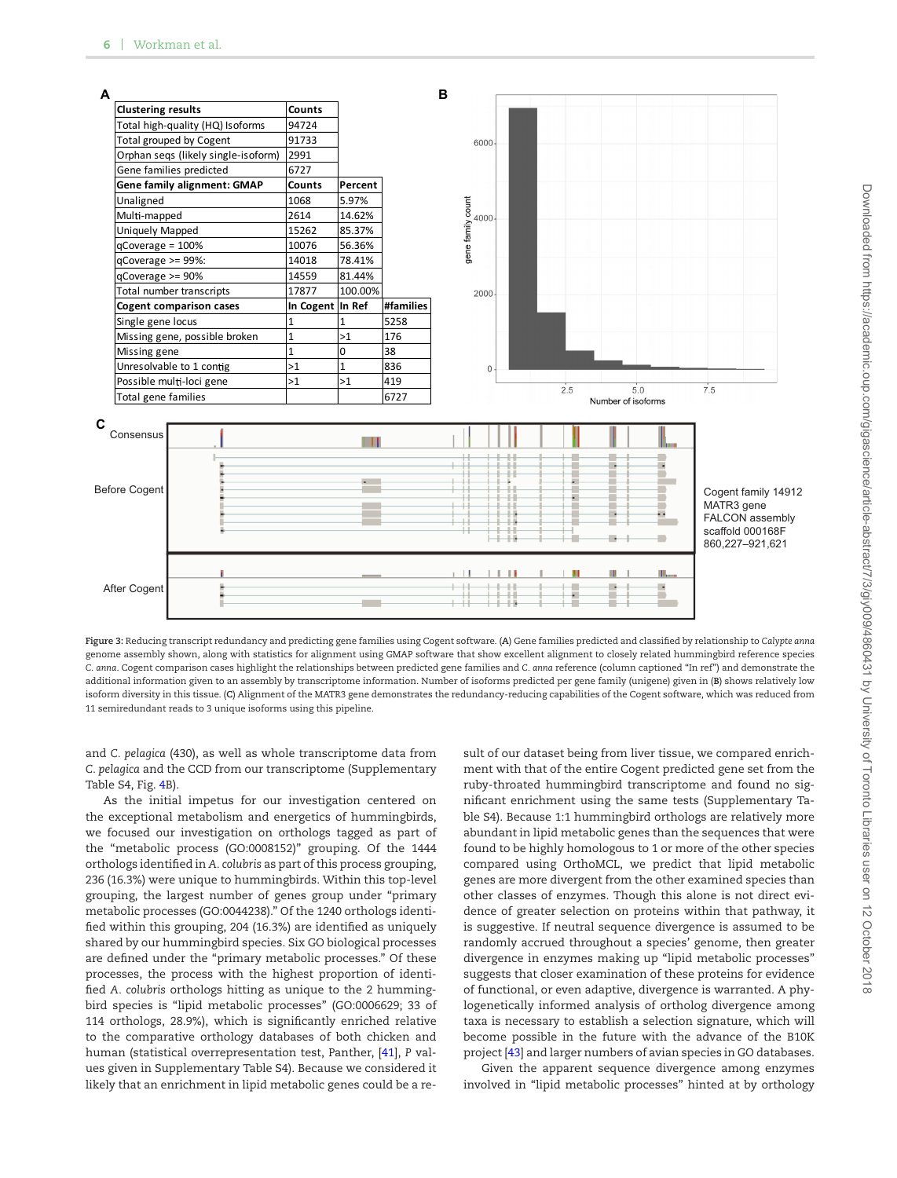**A**

| Clustering results | Counts | | |
|---|---|---|---|
| Total high-quality (HQ) Isoforms | 94724 | | |
| Total grouped by Cogent | 91733 | | |
| Orphan seqs (likely single-isoform) | 2991 | | |
| Gene families predicted | 6727 | | |
| **Gene family alignment: GMAP** | **Counts** | **Percent** | |
| Unaligned | 1068 | 5.97% | |
| Multi-mapped | 2614 | 14.62% | |
| Uniquely Mapped | 15262 | 85.37% | |
| qCoverage = 100% | 10076 | 56.36% | |
| qCoverage >= 99%: | 14018 | 78.41% | |
| qCoverage >= 90% | 14559 | 81.44% | |
| Total number transcripts | 17877 | 100.00% | |
| **Cogent comparison cases** | **In Cogent** | **In Ref** | **#families** |
| Single gene locus | 1 | 1 | 5258 |
| Missing gene, possible broken | 1 | >1 | 176 |
| Missing gene | 1 | 0 | 38 |
| Unresolvable to 1 contig | >1 | 1 | 836 |
| Possible multi-loci gene | >1 | >1 | 419 |
| Total gene families | | | 6727 |

Figure 3: Reducing transcript redundancy and predicting gene families using Cogent software. (**A**) Gene families predicted and classified by relationship to *Calypte anna* genome assembly shown, along with statistics for alignment using GMAP software that show excellent alignment to closely related hummingbird reference species *C. anna*. Cogent comparison cases highlight the relationships between predicted gene families and *C. anna* reference (column captioned "In ref") and demonstrate the additional information given to an assembly by transcriptome information. Number of isoforms predicted per gene family (unigene) given in (**B**) shows relatively low isoform diversity in this tissue. (**C**) Alignment of the MATR3 gene demonstrates the redundancy-reducing capabilities of the Cogent software, which was reduced from 11 semiredundant reads to 3 unique isoforms using this pipeline.

and *C. pelagica* (430), as well as whole transcriptome data from *C. pelagica* and the CCD from our transcriptome (Supplementary Table S4, Fig. 4B).

As the initial impetus for our investigation centered on the exceptional metabolism and energetics of hummingbirds, we focused our investigation on orthologs tagged as part of the "metabolic process (GO:0008152)" grouping. Of the 1444 orthologs identified in *A. colubris* as part of this process grouping, 236 (16.3%) were unique to hummingbirds. Within this top-level grouping, the largest number of genes group under "primary metabolic processes (GO:0044238)." Of the 1240 orthologs identified within this grouping, 204 (16.3%) are identified as uniquely shared by our hummingbird species. Six GO biological processes are defined under the "primary metabolic processes." Of these processes, the process with the highest proportion of identified *A. colubris* orthologs hitting as unique to the 2 hummingbird species is "lipid metabolic processes" (GO:0006629; 33 of 114 orthologs, 28.9%), which is significantly enriched relative to the comparative orthology databases of both chicken and human (statistical overrepresentation test, Panther, [41], *P* values given in Supplementary Table S4). Because we considered it likely that an enrichment in lipid metabolic genes could be a result of our dataset being from liver tissue, we compared enrichment with that of the entire Cogent predicted gene set from the ruby-throated hummingbird transcriptome and found no significant enrichment using the same tests (Supplementary Table S4). Because 1:1 hummingbird orthologs are relatively more abundant in lipid metabolic genes than the sequences that were found to be highly homologous to 1 or more of the other species compared using OrthoMCL, we predict that lipid metabolic genes are more divergent from the other examined species than other classes of enzymes. Though this alone is not direct evidence of greater selection on proteins within that pathway, it is suggestive. If neutral sequence divergence is assumed to be randomly accrued throughout a species' genome, then greater divergence in enzymes making up "lipid metabolic processes" suggests that closer examination of these proteins for evidence of functional, or even adaptive, divergence is warranted. A phylogenetically informed analysis of ortholog divergence among taxa is necessary to establish a selection signature, which will become possible in the future with the advance of the B10K project [43] and larger numbers of avian species in GO databases.

Given the apparent sequence divergence among enzymes involved in "lipid metabolic processes" hinted at by orthology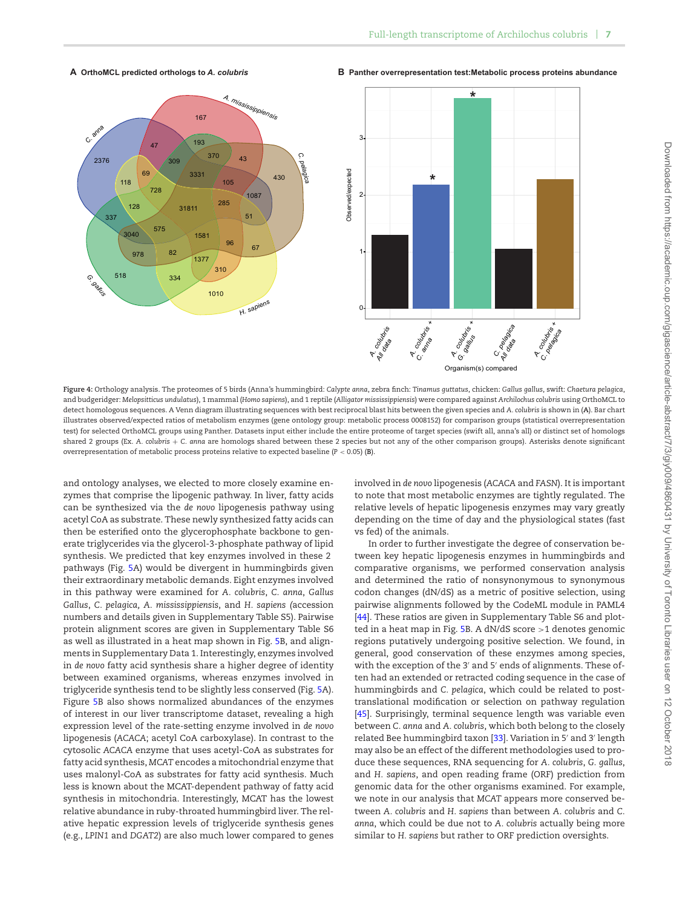**Figure 4:** Orthology analysis. The proteomes of 5 birds (Anna's hummingbird: *Calypte anna*, zebra finch: *Tinamus guttatus*, chicken: *Gallus gallus*, swift: *Chaetura pelagica*, and budgerider: *Melopsitticus undulatus*), 1 mammal (*Homo sapiens*), and 1 reptile (*Alligator mississippiensis*) were compared against *Archilochus colubris* using OrthoMCL to detect homologous sequences. A Venn diagram illustrating sequences with best reciprocal blast hits between the given species and *A. colubris* is shown in (**A**). Bar chart illustrates observed/expected ratios of metabolism enzymes (gene ontology group: metabolic process 0008152) for comparison groups (statistical overrepresentation test) for selected OrthoMCL groups using Panther. Datasets input either include the entire proteome of target species (swift all, anna's all) or distinct set of homologs shared 2 groups (Ex. *A. colubris* + *C. anna* are homologs shared between these 2 species but not any of the other comparison groups). Asterisks denote significant overrepresentation of metabolic process proteins relative to expected baseline ($P < 0.05$) (**B**).

and ontology analyses, we elected to more closely examine enzymes that comprise the lipogenic pathway. In liver, fatty acids can be synthesized via the *de novo* lipogenesis pathway using acetyl CoA as substrate. These newly synthesized fatty acids can then be esterified onto the glycerophosphate backbone to generate triglycerides via the glycerol-3-phosphate pathway of lipid synthesis. We predicted that key enzymes involved in these 2 pathways (Fig. 5A) would be divergent in hummingbirds given their extraordinary metabolic demands. Eight enzymes involved in this pathway were examined for *A. colubris*, *C. anna*, *Gallus Gallus*, *C. pelagica*, *A. mississippiensis*, and *H. sapiens* (accession numbers and details given in Supplementary Table S5). Pairwise protein alignment scores are given in Supplementary Table S6 as well as illustrated in a heat map shown in Fig. 5B, and alignments in Supplementary Data 1. Interestingly, enzymes involved in *de novo* fatty acid synthesis share a higher degree of identity between examined organisms, whereas enzymes involved in triglyceride synthesis tend to be slightly less conserved (Fig. 5A). Figure 5B also shows normalized abundances of the enzymes of interest in our liver transcriptome dataset, revealing a high expression level of the rate-setting enzyme involved in *de novo* lipogenesis (*ACACA*; acetyl CoA carboxylase). In contrast to the cytosolic *ACACA* enzyme that uses acetyl-CoA as substrates for fatty acid synthesis, *MCAT* encodes a mitochondrial enzyme that uses malonyl-CoA as substrates for fatty acid synthesis. Much less is known about the MCAT-dependent pathway of fatty acid synthesis in mitochondria. Interestingly, MCAT has the lowest relative abundance in ruby-throated hummingbird liver. The relative hepatic expression levels of triglyceride synthesis genes (e.g., *LPIN1* and *DGAT2*) are also much lower compared to genes involved in *de novo* lipogenesis (*ACACA* and *FASN*). It is important to note that most metabolic enzymes are tightly regulated. The relative levels of hepatic lipogenesis enzymes may vary greatly depending on the time of day and the physiological states (fast vs fed) of the animals.

In order to further investigate the degree of conservation between key hepatic lipogenesis enzymes in hummingbirds and comparative organisms, we performed conservation analysis and determined the ratio of nonsynonymous to synonymous codon changes (dN/dS) as a metric of positive selection, using pairwise alignments followed by the CodeML module in PAML4 [44]. These ratios are given in Supplementary Table S6 and plotted in a heat map in Fig. 5B. A dN/dS score >1 denotes genomic regions putatively undergoing positive selection. We found, in general, good conservation of these enzymes among species, with the exception of the 3′ and 5′ ends of alignments. These often had an extended or retracted coding sequence in the case of hummingbirds and *C. pelagica*, which could be related to post-translational modification or selection on pathway regulation [45]. Surprisingly, terminal sequence length was variable even between *C. anna* and *A. colubris*, which both belong to the closely related Bee hummingbird taxon [33]. Variation in 5′ and 3′ length may also be an effect of the different methodologies used to produce these sequences, RNA sequencing for *A. colubris*, *G. gallus*, and *H. sapiens*, and open reading frame (ORF) prediction from genomic data for the other organisms examined. For example, we note in our analysis that *MCAT* appears more conserved between *A. colubris* and *H. sapiens* than between *A. colubris* and *C. anna*, which could be due not to *A. colubris* actually being more similar to *H. sapiens* but rather to ORF prediction oversights.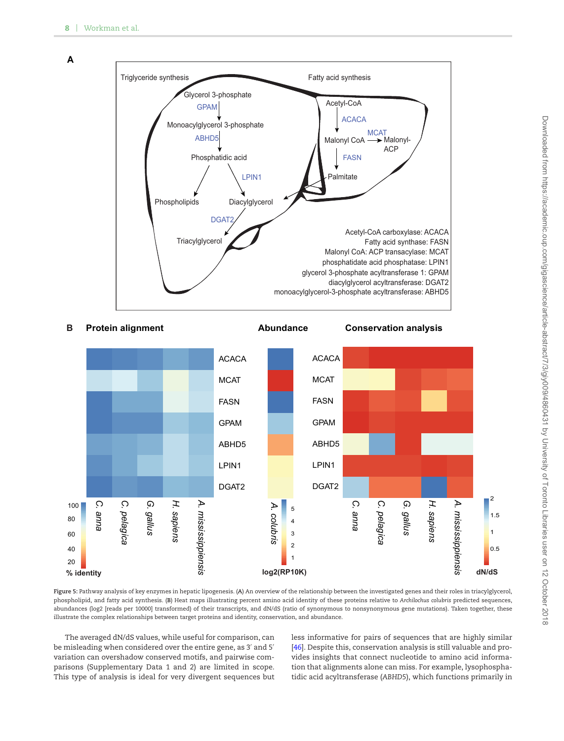**Figure 5:** Pathway analysis of key enzymes in hepatic lipogenesis. (**A**) An overview of the relationship between the investigated genes and their roles in triacylglycerol, phospholipid, and fatty acid synthesis. (**B**) Heat maps illustrating percent amino acid identity of these proteins relative to *Archilochus colubris* predicted sequences, abundances (log2 [reads per 10000] transformed) of their transcripts, and dN/dS (ratio of synonymous to nonsynonymous gene mutations). Taken together, these illustrate the complex relationships between target proteins and identity, conservation, and abundance.

The averaged dN/dS values, while useful for comparison, can be misleading when considered over the entire gene, as 3′ and 5′ variation can overshadow conserved motifs, and pairwise comparisons (Supplementary Data 1 and 2) are limited in scope. This type of analysis is ideal for very divergent sequences but less informative for pairs of sequences that are highly similar [46]. Despite this, conservation analysis is still valuable and provides insights that connect nucleotide to amino acid information that alignments alone can miss. For example, lysophosphatidic acid acyltransferase (*ABHD5*), which functions primarily in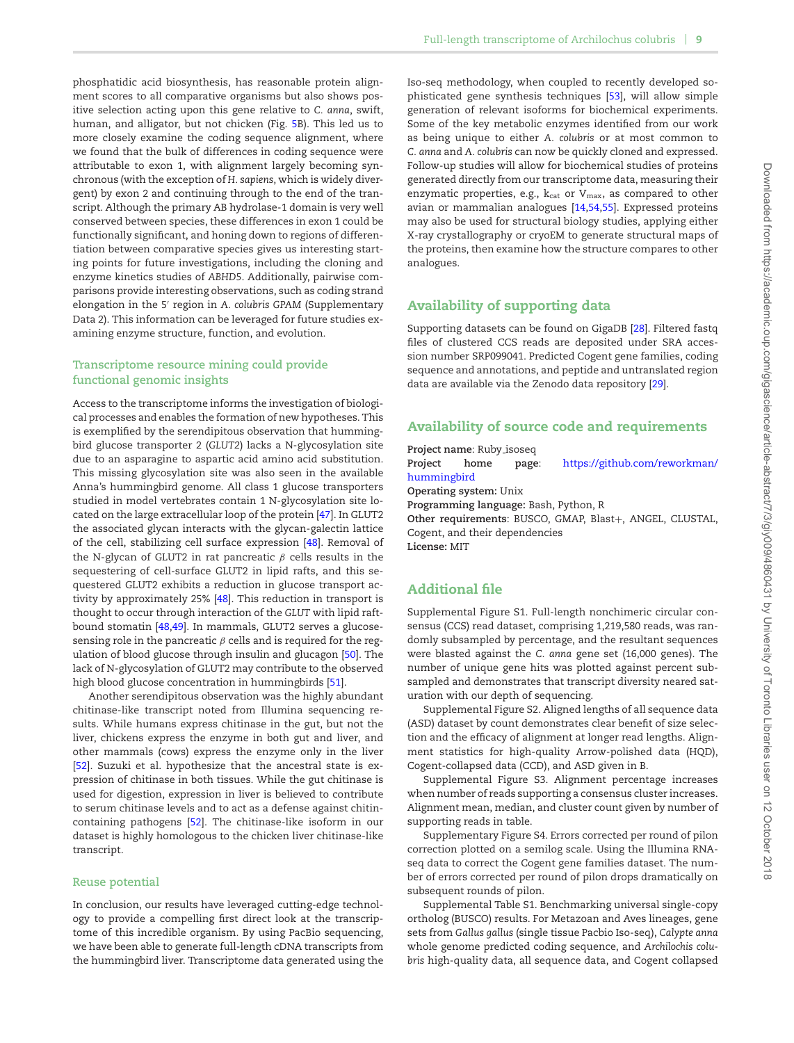phosphatidic acid biosynthesis, has reasonable protein alignment scores to all comparative organisms but also shows positive selection acting upon this gene relative to *C. anna*, swift, human, and alligator, but not chicken (Fig. 5B). This led us to more closely examine the coding sequence alignment, where we found that the bulk of differences in coding sequence were attributable to exon 1, with alignment largely becoming synchronous (with the exception of *H. sapiens*, which is widely divergent) by exon 2 and continuing through to the end of the transcript. Although the primary AB hydrolase-1 domain is very well conserved between species, these differences in exon 1 could be functionally significant, and honing down to regions of differentiation between comparative species gives us interesting starting points for future investigations, including the cloning and enzyme kinetics studies of *ABHD5*. Additionally, pairwise comparisons provide interesting observations, such as coding strand elongation in the 5′ region in *A. colubris GPAM* (Supplementary Data 2). This information can be leveraged for future studies examining enzyme structure, function, and evolution.

### Transcriptome resource mining could provide functional genomic insights

Access to the transcriptome informs the investigation of biological processes and enables the formation of new hypotheses. This is exemplified by the serendipitous observation that hummingbird glucose transporter 2 (*GLUT2*) lacks a N-glycosylation site due to an asparagine to aspartic acid amino acid substitution. This missing glycosylation site was also seen in the available Anna's hummingbird genome. All class 1 glucose transporters studied in model vertebrates contain 1 N-glycosylation site located on the large extracellular loop of the protein [47]. In GLUT2 the associated glycan interacts with the glycan-galectin lattice of the cell, stabilizing cell surface expression [48]. Removal of the N-glycan of GLUT2 in rat pancreatic $\beta$ cells results in the sequestering of cell-surface GLUT2 in lipid rafts, and this sequestered GLUT2 exhibits a reduction in glucose transport activity by approximately 25% [48]. This reduction in transport is thought to occur through interaction of the *GLUT* with lipid raft-bound stomatin [48,49]. In mammals, GLUT2 serves a glucose-sensing role in the pancreatic $\beta$ cells and is required for the regulation of blood glucose through insulin and glucagon [50]. The lack of N-glycosylation of GLUT2 may contribute to the observed high blood glucose concentration in hummingbirds [51].

Another serendipitous observation was the highly abundant chitinase-like transcript noted from Illumina sequencing results. While humans express chitinase in the gut, but not the liver, chickens express the enzyme in both gut and liver, and other mammals (cows) express the enzyme only in the liver [52]. Suzuki et al. hypothesize that the ancestral state is expression of chitinase in both tissues. While the gut chitinase is used for digestion, expression in liver is believed to contribute to serum chitinase levels and to act as a defense against chitin-containing pathogens [52]. The chitinase-like isoform in our dataset is highly homologous to the chicken liver chitinase-like transcript.

### Reuse potential

In conclusion, our results have leveraged cutting-edge technology to provide a compelling first direct look at the transcriptome of this incredible organism. By using PacBio sequencing, we have been able to generate full-length cDNA transcripts from the hummingbird liver. Transcriptome data generated using the Iso-seq methodology, when coupled to recently developed sophisticated gene synthesis techniques [53], will allow simple generation of relevant isoforms for biochemical experiments. Some of the key metabolic enzymes identified from our work as being unique to either *A. colubris* or at most common to *C. anna* and *A. colubris* can now be quickly cloned and expressed. Follow-up studies will allow for biochemical studies of proteins generated directly from our transcriptome data, measuring their enzymatic properties, e.g., $k_{cat}$ or $V_{max}$, as compared to other avian or mammalian analogues [14,54,55]. Expressed proteins may also be used for structural biology studies, applying either X-ray crystallography or cryoEM to generate structural maps of the proteins, then examine how the structure compares to other analogues.

## Availability of supporting data

Supporting datasets can be found on GigaDB [28]. Filtered fastq files of clustered CCS reads are deposited under SRA accession number SRP099041. Predicted Cogent gene families, coding sequence and annotations, and peptide and untranslated region data are available via the Zenodo data repository [29].

## Availability of source code and requirements

**Project name**: Ruby_isoseq
**Project home page**: https://github.com/reworkman/hummingbird
**Operating system:** Unix
**Programming language:** Bash, Python, R
**Other requirements**: BUSCO, GMAP, Blast+, ANGEL, CLUSTAL, Cogent, and their dependencies
**License:** MIT

## Additional file

Supplemental Figure S1. Full-length nonchimeric circular consensus (CCS) read dataset, comprising 1,219,580 reads, was randomly subsampled by percentage, and the resultant sequences were blasted against the *C. anna* gene set (16,000 genes). The number of unique gene hits was plotted against percent subsampled and demonstrates that transcript diversity neared saturation with our depth of sequencing.

Supplemental Figure S2. Aligned lengths of all sequence data (ASD) dataset by count demonstrates clear benefit of size selection and the efficacy of alignment at longer read lengths. Alignment statistics for high-quality Arrow-polished data (HQD), Cogent-collapsed data (CCD), and ASD given in B.

Supplemental Figure S3. Alignment percentage increases when number of reads supporting a consensus cluster increases. Alignment mean, median, and cluster count given by number of supporting reads in table.

Supplementary Figure S4. Errors corrected per round of pilon correction plotted on a semilog scale. Using the Illumina RNA-seq data to correct the Cogent gene families dataset. The number of errors corrected per round of pilon drops dramatically on subsequent rounds of pilon.

Supplemental Table S1. Benchmarking universal single-copy ortholog (BUSCO) results. For Metazoan and Aves lineages, gene sets from *Gallus gallus* (single tissue Pacbio Iso-seq), *Calypte anna* whole genome predicted coding sequence, and *Archilochis colubris* high-quality data, all sequence data, and Cogent collapsed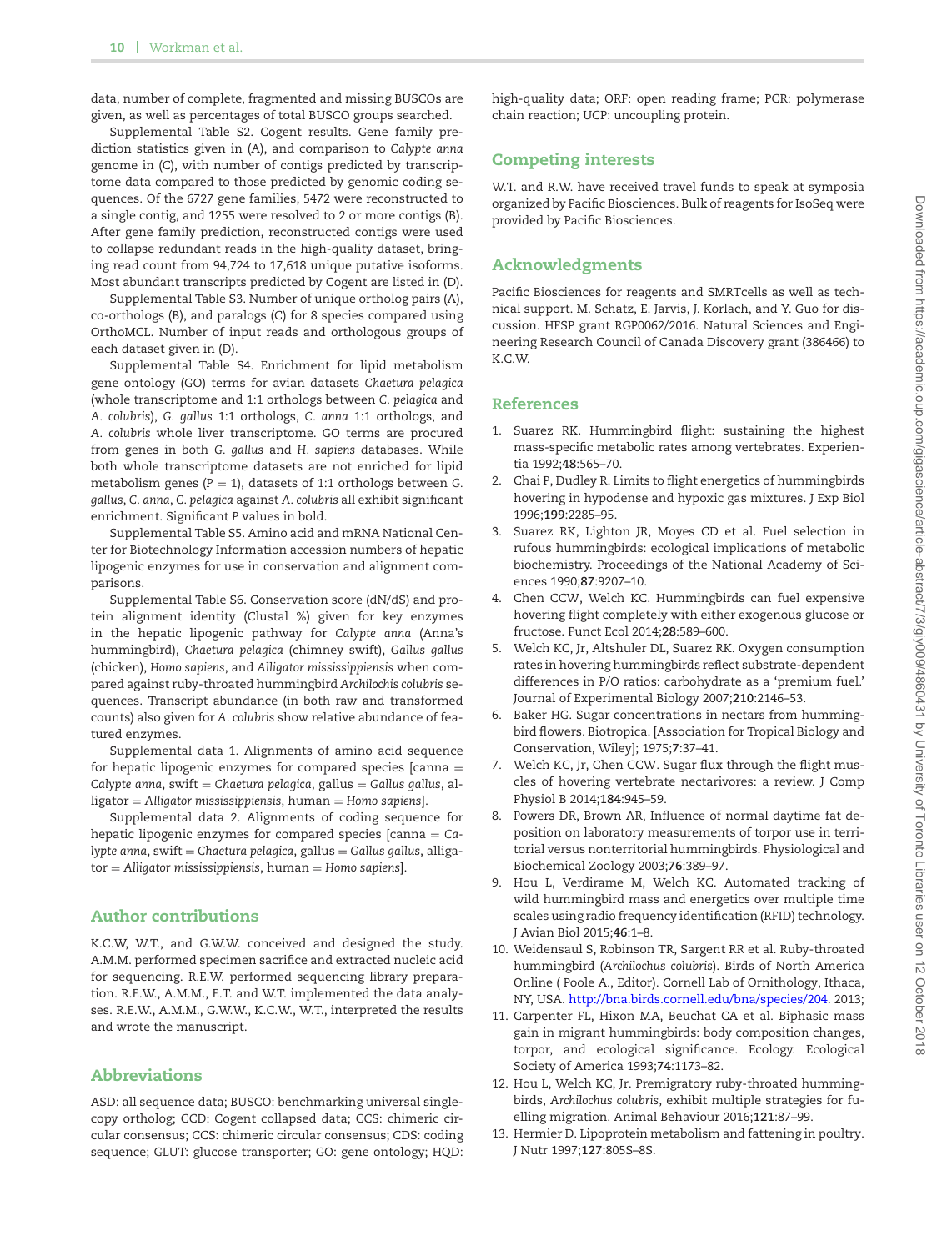data, number of complete, fragmented and missing BUSCOs are given, as well as percentages of total BUSCO groups searched.

Supplemental Table S2. Cogent results. Gene family prediction statistics given in (A), and comparison to *Calypte anna* genome in (C), with number of contigs predicted by transcriptome data compared to those predicted by genomic coding sequences. Of the 6727 gene families, 5472 were reconstructed to a single contig, and 1255 were resolved to 2 or more contigs (B). After gene family prediction, reconstructed contigs were used to collapse redundant reads in the high-quality dataset, bringing read count from 94,724 to 17,618 unique putative isoforms. Most abundant transcripts predicted by Cogent are listed in (D).

Supplemental Table S3. Number of unique ortholog pairs (A), co-orthologs (B), and paralogs (C) for 8 species compared using OrthoMCL. Number of input reads and orthologous groups of each dataset given in (D).

Supplemental Table S4. Enrichment for lipid metabolism gene ontology (GO) terms for avian datasets *Chaetura pelagica* (whole transcriptome and 1:1 orthologs between *C. pelagica* and *A. colubris*), *G. gallus* 1:1 orthologs, *C. anna* 1:1 orthologs, and *A. colubris* whole liver transcriptome. GO terms are procured from genes in both *G. gallus* and *H. sapiens* databases. While both whole transcriptome datasets are not enriched for lipid metabolism genes ($P = 1$), datasets of 1:1 orthologs between *G. gallus*, *C. anna*, *C. pelagica* against *A. colubris* all exhibit significant enrichment. Significant *P* values in bold.

Supplemental Table S5. Amino acid and mRNA National Center for Biotechnology Information accession numbers of hepatic lipogenic enzymes for use in conservation and alignment comparisons.

Supplemental Table S6. Conservation score (dN/dS) and protein alignment identity (Clustal %) given for key enzymes in the hepatic lipogenic pathway for *Calypte anna* (Anna's hummingbird), *Chaetura pelagica* (chimney swift), *Gallus gallus* (chicken), *Homo sapiens*, and *Alligator mississippiensis* when compared against ruby-throated hummingbird *Archilochis colubris* sequences. Transcript abundance (in both raw and transformed counts) also given for *A. colubris* show relative abundance of featured enzymes.

Supplemental data 1. Alignments of amino acid sequence for hepatic lipogenic enzymes for compared species [canna = *Calypte anna*, swift = *Chaetura pelagica*, gallus = *Gallus gallus*, alligator = *Alligator mississippiensis*, human = *Homo sapiens*].

Supplemental data 2. Alignments of coding sequence for hepatic lipogenic enzymes for compared species [canna = *Calypte anna*, swift = *Chaetura pelagica*, gallus = *Gallus gallus*, alligator = *Alligator mississippiensis*, human = *Homo sapiens*].

## Author contributions

K.C.W, W.T., and G.W.W. conceived and designed the study. A.M.M. performed specimen sacrifice and extracted nucleic acid for sequencing. R.E.W. performed sequencing library preparation. R.E.W., A.M.M., E.T. and W.T. implemented the data analyses. R.E.W., A.M.M., G.W.W., K.C.W., W.T., interpreted the results and wrote the manuscript.

## Abbreviations

ASD: all sequence data; BUSCO: benchmarking universal single-copy ortholog; CCD: Cogent collapsed data; CCS: chimeric circular consensus; CCS: chimeric circular consensus; CDS: coding sequence; GLUT: glucose transporter; GO: gene ontology; HQD: high-quality data; ORF: open reading frame; PCR: polymerase chain reaction; UCP: uncoupling protein.

## Competing interests

W.T. and R.W. have received travel funds to speak at symposia organized by Pacific Biosciences. Bulk of reagents for IsoSeq were provided by Pacific Biosciences.

## Acknowledgments

Pacific Biosciences for reagents and SMRTcells as well as technical support. M. Schatz, E. Jarvis, J. Korlach, and Y. Guo for discussion. HFSP grant RGP0062/2016. Natural Sciences and Engineering Research Council of Canada Discovery grant (386466) to K.C.W.

## References

1. Suarez RK. Hummingbird flight: sustaining the highest mass-specific metabolic rates among vertebrates. Experientia 1992;**48**:565–70.
2. Chai P, Dudley R. Limits to flight energetics of hummingbirds hovering in hypodense and hypoxic gas mixtures. J Exp Biol 1996;**199**:2285–95.
3. Suarez RK, Lighton JR, Moyes CD et al. Fuel selection in rufous hummingbirds: ecological implications of metabolic biochemistry. Proceedings of the National Academy of Sciences 1990;**87**:9207–10.
4. Chen CCW, Welch KC. Hummingbirds can fuel expensive hovering flight completely with either exogenous glucose or fructose. Funct Ecol 2014;**28**:589–600.
5. Welch KC, Jr, Altshuler DL, Suarez RK. Oxygen consumption rates in hovering hummingbirds reflect substrate-dependent differences in P/O ratios: carbohydrate as a 'premium fuel.' Journal of Experimental Biology 2007;**210**:2146–53.
6. Baker HG. Sugar concentrations in nectars from hummingbird flowers. Biotropica. [Association for Tropical Biology and Conservation, Wiley]; 1975;**7**:37–41.
7. Welch KC, Jr, Chen CCW. Sugar flux through the flight muscles of hovering vertebrate nectarivores: a review. J Comp Physiol B 2014;**184**:945–59.
8. Powers DR, Brown AR, Influence of normal daytime fat deposition on laboratory measurements of torpor use in territorial versus nonterritorial hummingbirds. Physiological and Biochemical Zoology 2003;**76**:389–97.
9. Hou L, Verdirame M, Welch KC. Automated tracking of wild hummingbird mass and energetics over multiple time scales using radio frequency identification (RFID) technology. J Avian Biol 2015;**46**:1–8.
10. Weidensaul S, Robinson TR, Sargent RR et al. Ruby-throated hummingbird (*Archilochus colubris*). Birds of North America Online ( Poole A., Editor). Cornell Lab of Ornithology, Ithaca, NY, USA. http://bna.birds.cornell.edu/bna/species/204. 2013;
11. Carpenter FL, Hixon MA, Beuchat CA et al. Biphasic mass gain in migrant hummingbirds: body composition changes, torpor, and ecological significance. Ecology. Ecological Society of America 1993;**74**:1173–82.
12. Hou L, Welch KC, Jr. Premigratory ruby-throated hummingbirds, *Archilochus colubris*, exhibit multiple strategies for fuelling migration. Animal Behaviour 2016;**121**:87–99.
13. Hermier D. Lipoprotein metabolism and fattening in poultry. J Nutr 1997;**127**:805S–8S.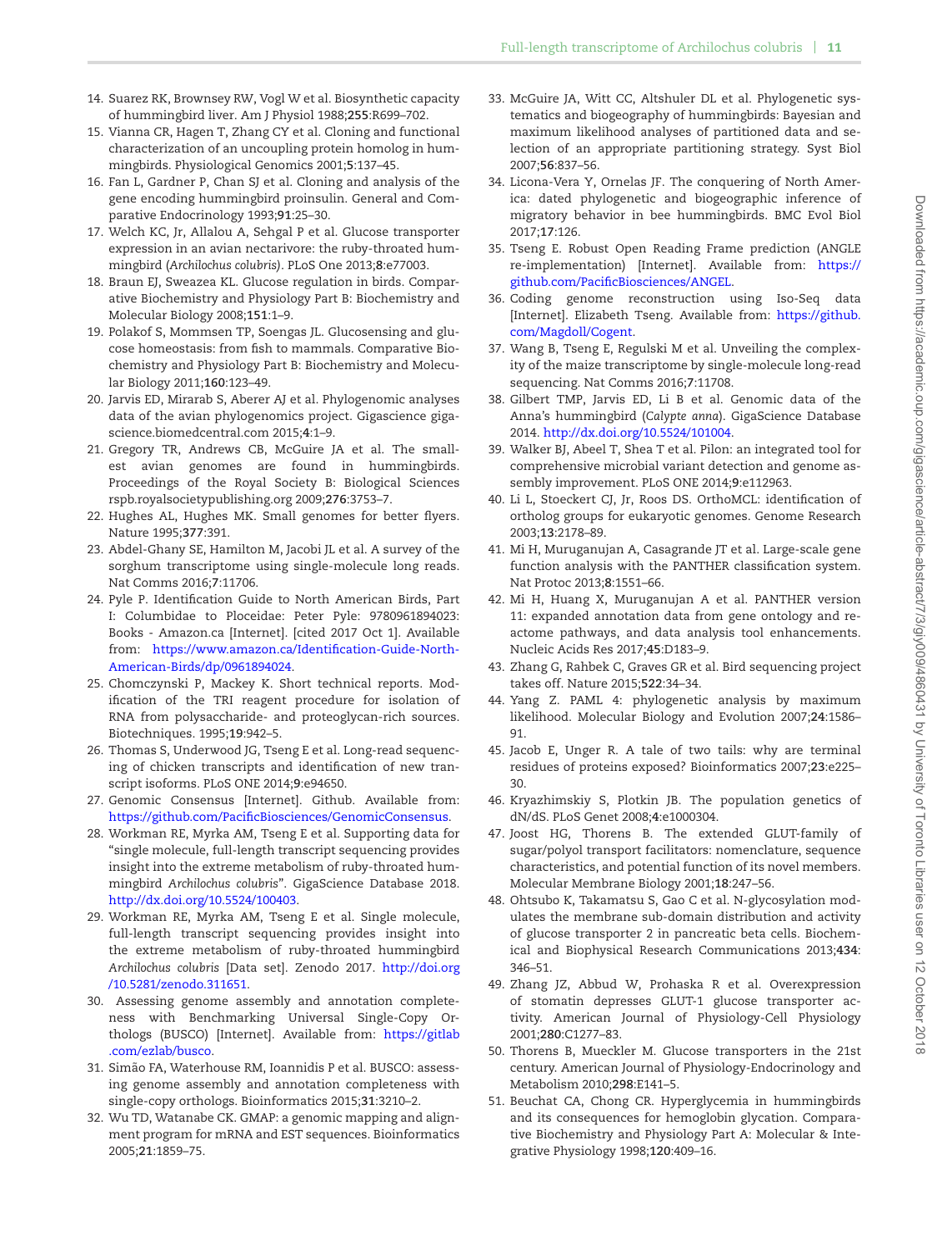14. Suarez RK, Brownsey RW, Vogl W et al. Biosynthetic capacity of hummingbird liver. Am J Physiol 1988;**255**:R699–702.
15. Vianna CR, Hagen T, Zhang CY et al. Cloning and functional characterization of an uncoupling protein homolog in hummingbirds. Physiological Genomics 2001;**5**:137–45.
16. Fan L, Gardner P, Chan SJ et al. Cloning and analysis of the gene encoding hummingbird proinsulin. General and Comparative Endocrinology 1993;**91**:25–30.
17. Welch KC, Jr, Allalou A, Sehgal P et al. Glucose transporter expression in an avian nectarivore: the ruby-throated hummingbird (*Archilochus colubris*). PLoS One 2013;**8**:e77003.
18. Braun EJ, Sweazea KL. Glucose regulation in birds. Comparative Biochemistry and Physiology Part B: Biochemistry and Molecular Biology 2008;**151**:1–9.
19. Polakof S, Mommsen TP, Soengas JL. Glucosensing and glucose homeostasis: from fish to mammals. Comparative Biochemistry and Physiology Part B: Biochemistry and Molecular Biology 2011;**160**:123–49.
20. Jarvis ED, Mirarab S, Aberer AJ et al. Phylogenomic analyses data of the avian phylogenomics project. Gigascience gigascience.biomedcentral.com 2015;**4**:1–9.
21. Gregory TR, Andrews CB, McGuire JA et al. The smallest avian genomes are found in hummingbirds. Proceedings of the Royal Society B: Biological Sciences rspb.royalsocietypublishing.org 2009;**276**:3753–7.
22. Hughes AL, Hughes MK. Small genomes for better flyers. Nature 1995;**377**:391.
23. Abdel-Ghany SE, Hamilton M, Jacobi JL et al. A survey of the sorghum transcriptome using single-molecule long reads. Nat Comms 2016;**7**:11706.
24. Pyle P. Identification Guide to North American Birds, Part I: Columbidae to Ploceidae: Peter Pyle: 9780961894023: Books - Amazon.ca [Internet]. [cited 2017 Oct 1]. Available from: https://www.amazon.ca/Identification-Guide-North-American-Birds/dp/0961894024.
25. Chomczynski P, Mackey K. Short technical reports. Modification of the TRI reagent procedure for isolation of RNA from polysaccharide- and proteoglycan-rich sources. Biotechniques. 1995;**19**:942–5.
26. Thomas S, Underwood JG, Tseng E et al. Long-read sequencing of chicken transcripts and identification of new transcript isoforms. PLoS ONE 2014;**9**:e94650.
27. Genomic Consensus [Internet]. Github. Available from: https://github.com/PacificBiosciences/GenomicConsensus.
28. Workman RE, Myrka AM, Tseng E et al. Supporting data for "single molecule, full-length transcript sequencing provides insight into the extreme metabolism of ruby-throated hummingbird *Archilochus colubris*". GigaScience Database 2018. http://dx.doi.org/10.5524/100403.
29. Workman RE, Myrka AM, Tseng E et al. Single molecule, full-length transcript sequencing provides insight into the extreme metabolism of ruby-throated hummingbird *Archilochus colubris* [Data set]. Zenodo 2017. http://doi.org/10.5281/zenodo.311651.
30. Assessing genome assembly and annotation completeness with Benchmarking Universal Single-Copy Orthologs (BUSCO) [Internet]. Available from: https://gitlab.com/ezlab/busco.
31. Simão FA, Waterhouse RM, Ioannidis P et al. BUSCO: assessing genome assembly and annotation completeness with single-copy orthologs. Bioinformatics 2015;**31**:3210–2.
32. Wu TD, Watanabe CK. GMAP: a genomic mapping and alignment program for mRNA and EST sequences. Bioinformatics 2005;**21**:1859–75.
33. McGuire JA, Witt CC, Altshuler DL et al. Phylogenetic systematics and biogeography of hummingbirds: Bayesian and maximum likelihood analyses of partitioned data and selection of an appropriate partitioning strategy. Syst Biol 2007;**56**:837–56.
34. Licona-Vera Y, Ornelas JF. The conquering of North America: dated phylogenetic and biogeographic inference of migratory behavior in bee hummingbirds. BMC Evol Biol 2017;**17**:126.
35. Tseng E. Robust Open Reading Frame prediction (ANGLE re-implementation) [Internet]. Available from: https://github.com/PacificBiosciences/ANGEL.
36. Coding genome reconstruction using Iso-Seq data [Internet]. Elizabeth Tseng. Available from: https://github.com/Magdoll/Cogent.
37. Wang B, Tseng E, Regulski M et al. Unveiling the complexity of the maize transcriptome by single-molecule long-read sequencing. Nat Comms 2016;**7**:11708.
38. Gilbert TMP, Jarvis ED, Li B et al. Genomic data of the Anna's hummingbird (*Calypte anna*). GigaScience Database 2014. http://dx.doi.org/10.5524/101004.
39. Walker BJ, Abeel T, Shea T et al. Pilon: an integrated tool for comprehensive microbial variant detection and genome assembly improvement. PLoS ONE 2014;**9**:e112963.
40. Li L, Stoeckert CJ, Jr, Roos DS. OrthoMCL: identification of ortholog groups for eukaryotic genomes. Genome Research 2003;**13**:2178–89.
41. Mi H, Muruganujan A, Casagrande JT et al. Large-scale gene function analysis with the PANTHER classification system. Nat Protoc 2013;**8**:1551–66.
42. Mi H, Huang X, Muruganujan A et al. PANTHER version 11: expanded annotation data from gene ontology and reactome pathways, and data analysis tool enhancements. Nucleic Acids Res 2017;**45**:D183–9.
43. Zhang G, Rahbek C, Graves GR et al. Bird sequencing project takes off. Nature 2015;**522**:34–34.
44. Yang Z. PAML 4: phylogenetic analysis by maximum likelihood. Molecular Biology and Evolution 2007;**24**:1586–91.
45. Jacob E, Unger R. A tale of two tails: why are terminal residues of proteins exposed? Bioinformatics 2007;**23**:e225–30.
46. Kryazhimskiy S, Plotkin JB. The population genetics of dN/dS. PLoS Genet 2008;**4**:e1000304.
47. Joost HG, Thorens B. The extended GLUT-family of sugar/polyol transport facilitators: nomenclature, sequence characteristics, and potential function of its novel members. Molecular Membrane Biology 2001;**18**:247–56.
48. Ohtsubo K, Takamatsu S, Gao C et al. N-glycosylation modulates the membrane sub-domain distribution and activity of glucose transporter 2 in pancreatic beta cells. Biochemical and Biophysical Research Communications 2013;**434**:346–51.
49. Zhang JZ, Abbud W, Prohaska R et al. Overexpression of stomatin depresses GLUT-1 glucose transporter activity. American Journal of Physiology-Cell Physiology 2001;**280**:C1277–83.
50. Thorens B, Mueckler M. Glucose transporters in the 21st century. American Journal of Physiology-Endocrinology and Metabolism 2010;**298**:E141–5.
51. Beuchat CA, Chong CR. Hyperglycemia in hummingbirds and its consequences for hemoglobin glycation. Comparative Biochemistry and Physiology Part A: Molecular & Integrative Physiology 1998;**120**:409–16.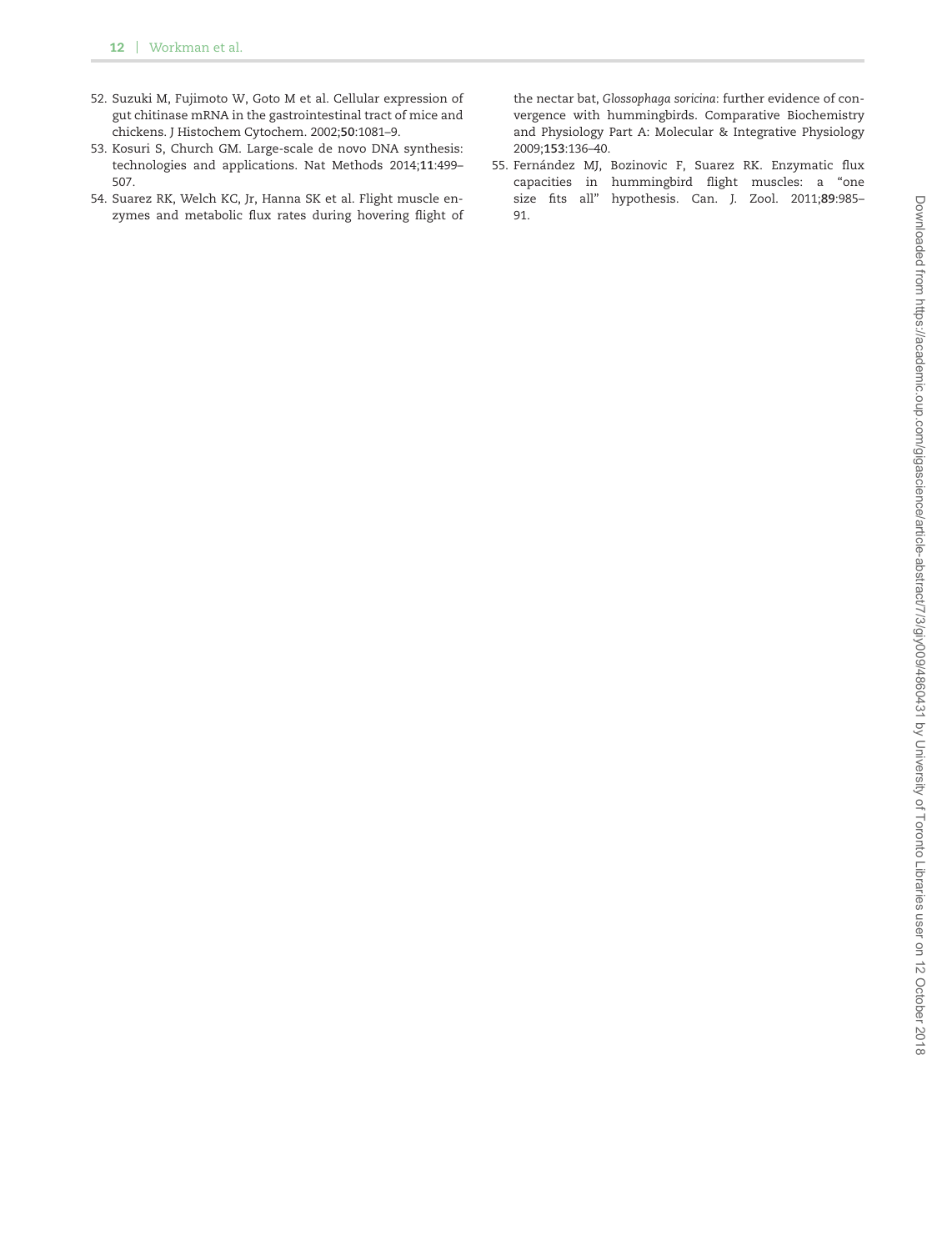52. Suzuki M, Fujimoto W, Goto M et al. Cellular expression of gut chitinase mRNA in the gastrointestinal tract of mice and chickens. J Histochem Cytochem. 2002;**50**:1081–9.
53. Kosuri S, Church GM. Large-scale de novo DNA synthesis: technologies and applications. Nat Methods 2014;**11**:499–507.
54. Suarez RK, Welch KC, Jr, Hanna SK et al. Flight muscle enzymes and metabolic flux rates during hovering flight of the nectar bat, *Glossophaga soricina*: further evidence of convergence with hummingbirds. Comparative Biochemistry and Physiology Part A: Molecular & Integrative Physiology 2009;**153**:136–40.
55. Fernández MJ, Bozinovic F, Suarez RK. Enzymatic flux capacities in hummingbird flight muscles: a "one size fits all" hypothesis. Can. J. Zool. 2011;**89**:985–91.